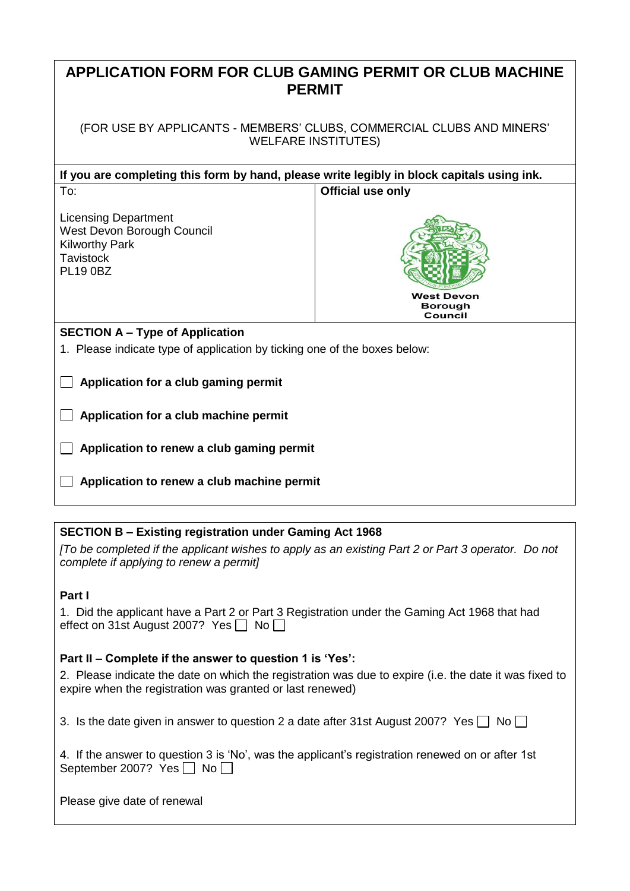# APPLICATION FORM FOR CLUB GAMING PERMIT OR CLUB MACHINE PERMIT

(FOR USE BY APPLICANTS - MEMBERS' CLUBS, COMMERCIAL CLUBS AND MINERS' WELFARE INSTITUTES)

**If you are completing this form by hand, please write legibly in block capitals using ink.**

| To: | **Official use only** |
|---|---|
| Licensing Department<br>West Devon Borough Council<br>Kilworthy Park<br>Tavistock<br>PL19 0BZ | West Devon Borough Council |

## SECTION A – Type of Application

1. Please indicate type of application by ticking one of the boxes below:

☐ **Application for a club gaming permit**

☐ **Application for a club machine permit**

☐ **Application to renew a club gaming permit**

☐ **Application to renew a club machine permit**

## SECTION B – Existing registration under Gaming Act 1968

*[To be completed if the applicant wishes to apply as an existing Part 2 or Part 3 operator. Do not complete if applying to renew a permit]*

### Part I

1. Did the applicant have a Part 2 or Part 3 Registration under the Gaming Act 1968 that had effect on 31st August 2007? Yes ☐ No ☐

### Part II – Complete if the answer to question 1 is 'Yes':

2. Please indicate the date on which the registration was due to expire (i.e. the date it was fixed to expire when the registration was granted or last renewed)

3. Is the date given in answer to question 2 a date after 31st August 2007? Yes ☐ No ☐

4. If the answer to question 3 is 'No', was the applicant's registration renewed on or after 1st September 2007? Yes ☐ No ☐

Please give date of renewal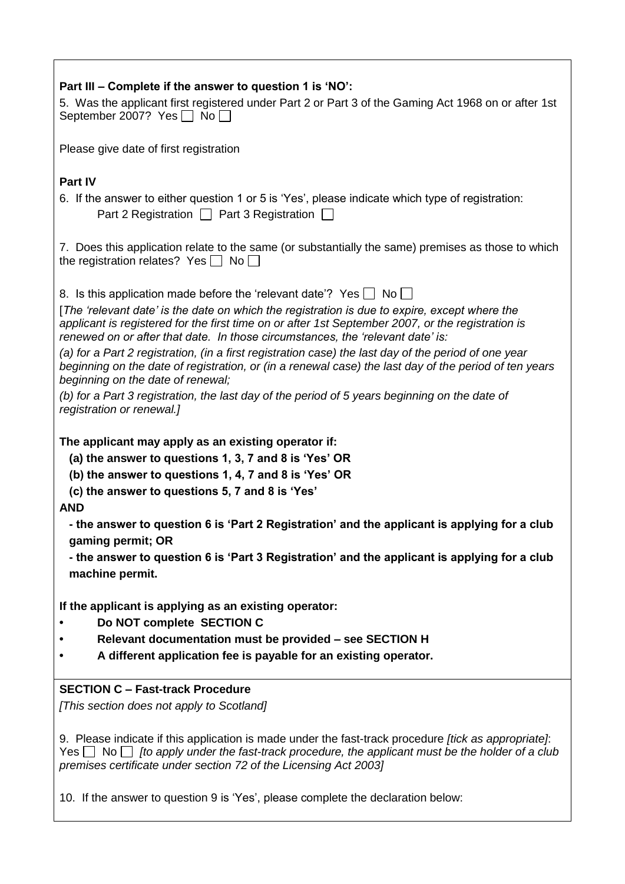**Part III – Complete if the answer to question 1 is 'NO':**

5. Was the applicant first registered under Part 2 or Part 3 of the Gaming Act 1968 on or after 1st September 2007? Yes ☐ No ☐

Please give date of first registration

**Part IV**

6. If the answer to either question 1 or 5 is 'Yes', please indicate which type of registration:
Part 2 Registration ☐ Part 3 Registration ☐

7. Does this application relate to the same (or substantially the same) premises as those to which the registration relates? Yes ☐ No ☐

8. Is this application made before the 'relevant date'? Yes ☐ No ☐

[*The 'relevant date' is the date on which the registration is due to expire, except where the applicant is registered for the first time on or after 1st September 2007, or the registration is renewed on or after that date. In those circumstances, the 'relevant date' is:*

*(a) for a Part 2 registration, (in a first registration case) the last day of the period of one year beginning on the date of registration, or (in a renewal case) the last day of the period of ten years beginning on the date of renewal;*

*(b) for a Part 3 registration, the last day of the period of 5 years beginning on the date of registration or renewal.]*

**The applicant may apply as an existing operator if:**

**(a) the answer to questions 1, 3, 7 and 8 is 'Yes' OR**

**(b) the answer to questions 1, 4, 7 and 8 is 'Yes' OR**

**(c) the answer to questions 5, 7 and 8 is 'Yes'**

**AND**

**- the answer to question 6 is 'Part 2 Registration' and the applicant is applying for a club gaming permit; OR**

**- the answer to question 6 is 'Part 3 Registration' and the applicant is applying for a club machine permit.**

**If the applicant is applying as an existing operator:**

- **Do NOT complete SECTION C**
- **Relevant documentation must be provided – see SECTION H**
- **A different application fee is payable for an existing operator.**

**SECTION C – Fast-track Procedure**

*[This section does not apply to Scotland]*

9. Please indicate if this application is made under the fast-track procedure *[tick as appropriate]*: Yes ☐ No ☐ *[to apply under the fast-track procedure, the applicant must be the holder of a club premises certificate under section 72 of the Licensing Act 2003]*

10. If the answer to question 9 is 'Yes', please complete the declaration below: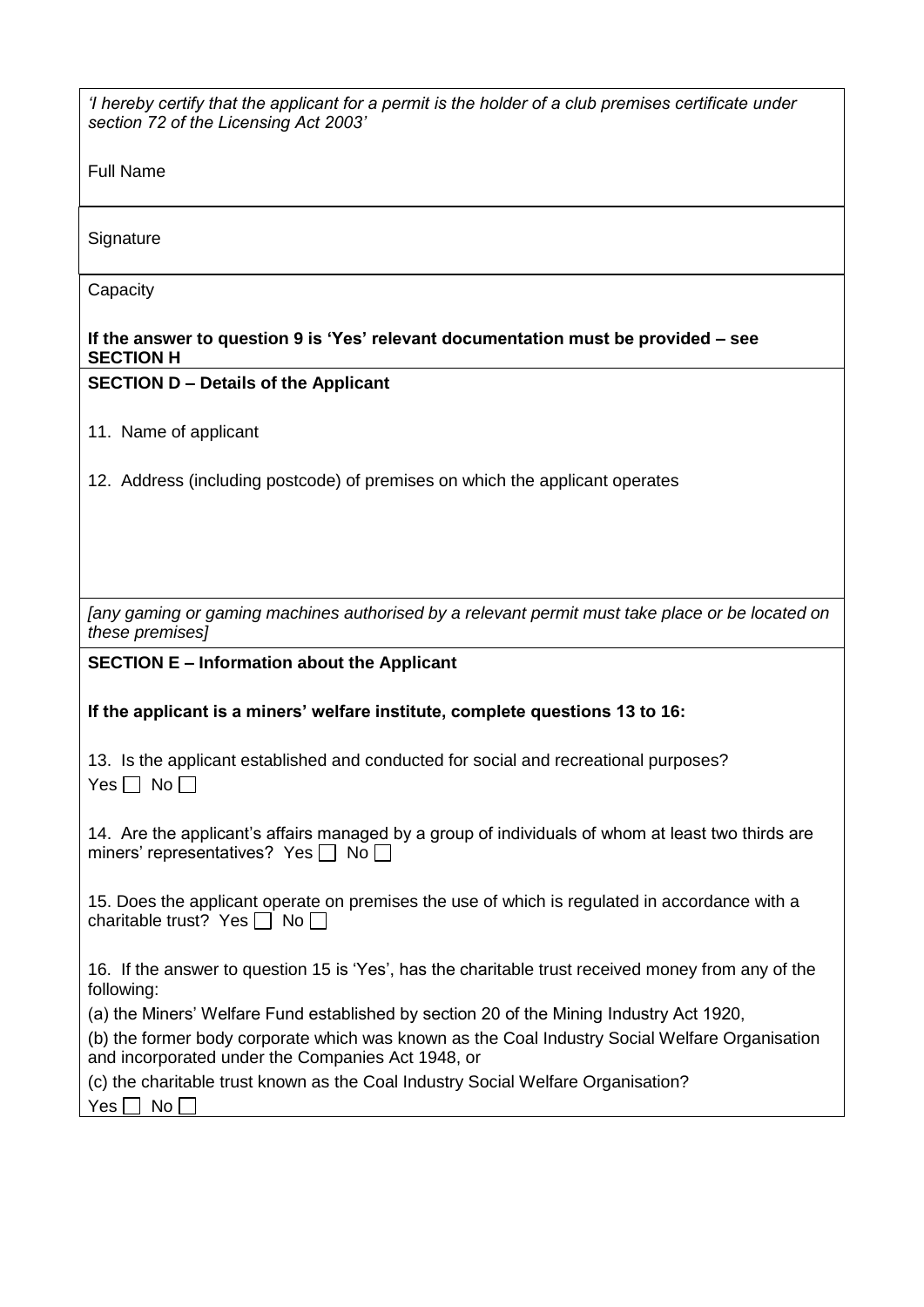*'I hereby certify that the applicant for a permit is the holder of a club premises certificate under section 72 of the Licensing Act 2003'*

Full Name

Signature

Capacity

**If the answer to question 9 is 'Yes' relevant documentation must be provided – see SECTION H**

**SECTION D – Details of the Applicant**

11. Name of applicant

12. Address (including postcode) of premises on which the applicant operates

*[any gaming or gaming machines authorised by a relevant permit must take place or be located on these premises]*

**SECTION E – Information about the Applicant**

**If the applicant is a miners' welfare institute, complete questions 13 to 16:**

13. Is the applicant established and conducted for social and recreational purposes?
Yes ☐ No ☐

14. Are the applicant's affairs managed by a group of individuals of whom at least two thirds are miners' representatives? Yes ☐ No ☐

15. Does the applicant operate on premises the use of which is regulated in accordance with a charitable trust? Yes ☐ No ☐

16. If the answer to question 15 is 'Yes', has the charitable trust received money from any of the following:

(a) the Miners' Welfare Fund established by section 20 of the Mining Industry Act 1920,

(b) the former body corporate which was known as the Coal Industry Social Welfare Organisation and incorporated under the Companies Act 1948, or

(c) the charitable trust known as the Coal Industry Social Welfare Organisation?

Yes ☐ No ☐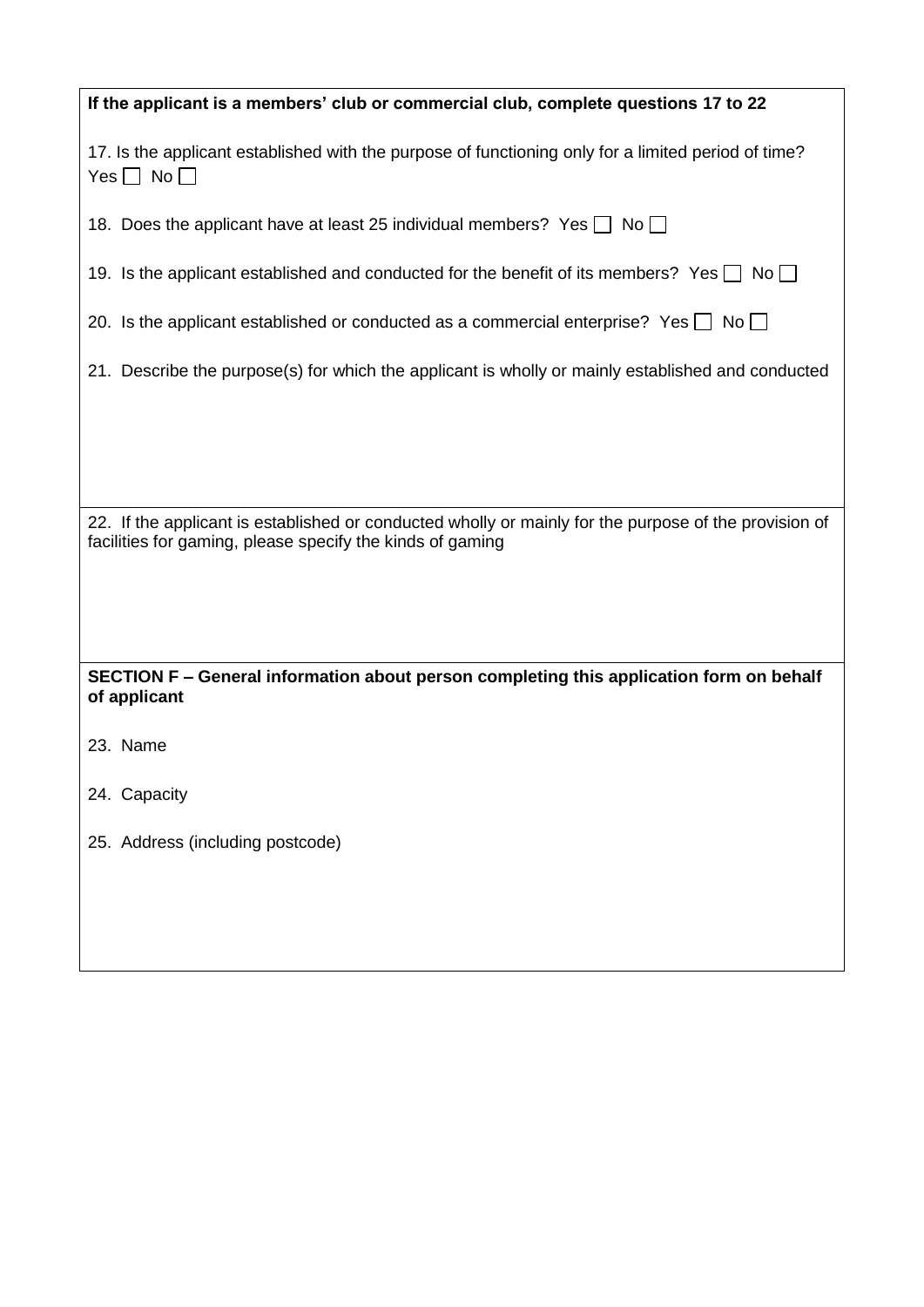**If the applicant is a members' club or commercial club, complete questions 17 to 22**

17. Is the applicant established with the purpose of functioning only for a limited period of time? Yes ☐ No ☐

18. Does the applicant have at least 25 individual members? Yes ☐ No ☐

19. Is the applicant established and conducted for the benefit of its members? Yes ☐ No ☐

20. Is the applicant established or conducted as a commercial enterprise? Yes ☐ No ☐

21. Describe the purpose(s) for which the applicant is wholly or mainly established and conducted

22. If the applicant is established or conducted wholly or mainly for the purpose of the provision of facilities for gaming, please specify the kinds of gaming

**SECTION F – General information about person completing this application form on behalf of applicant**

23. Name

24. Capacity

25. Address (including postcode)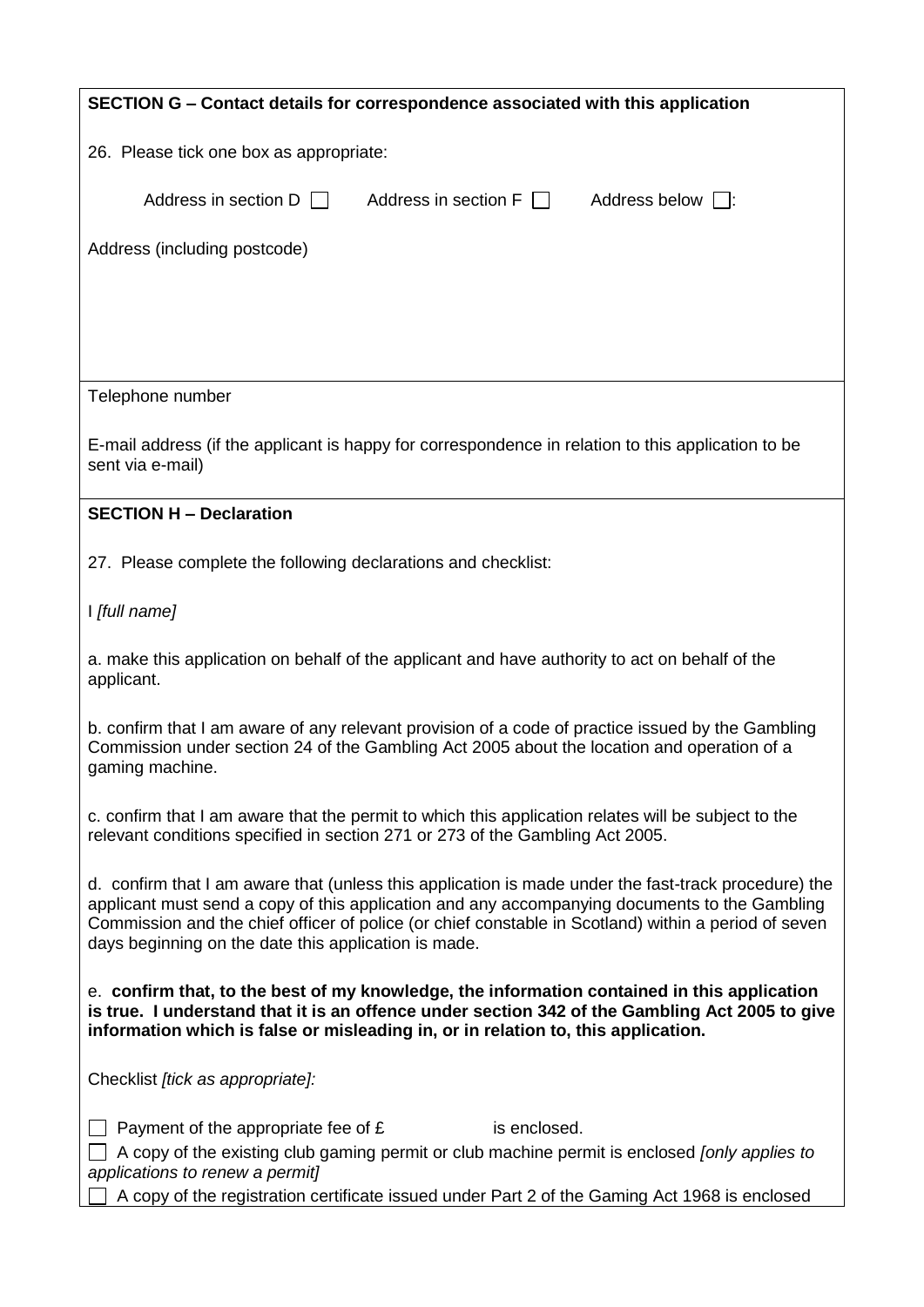**SECTION G – Contact details for correspondence associated with this application**

26. Please tick one box as appropriate:

☐ Address in section D ☐ Address in section F ☐ Address below:

Address (including postcode)

Telephone number

E-mail address (if the applicant is happy for correspondence in relation to this application to be sent via e-mail)

**SECTION H – Declaration**

27. Please complete the following declarations and checklist:

I *[full name]*

a. make this application on behalf of the applicant and have authority to act on behalf of the applicant.

b. confirm that I am aware of any relevant provision of a code of practice issued by the Gambling Commission under section 24 of the Gambling Act 2005 about the location and operation of a gaming machine.

c. confirm that I am aware that the permit to which this application relates will be subject to the relevant conditions specified in section 271 or 273 of the Gambling Act 2005.

d. confirm that I am aware that (unless this application is made under the fast-track procedure) the applicant must send a copy of this application and any accompanying documents to the Gambling Commission and the chief officer of police (or chief constable in Scotland) within a period of seven days beginning on the date this application is made.

e. **confirm that, to the best of my knowledge, the information contained in this application is true. I understand that it is an offence under section 342 of the Gambling Act 2005 to give information which is false or misleading in, or in relation to, this application.**

Checklist *[tick as appropriate]:*

☐ Payment of the appropriate fee of £ is enclosed.

☐ A copy of the existing club gaming permit or club machine permit is enclosed *[only applies to applications to renew a permit]*

☐ A copy of the registration certificate issued under Part 2 of the Gaming Act 1968 is enclosed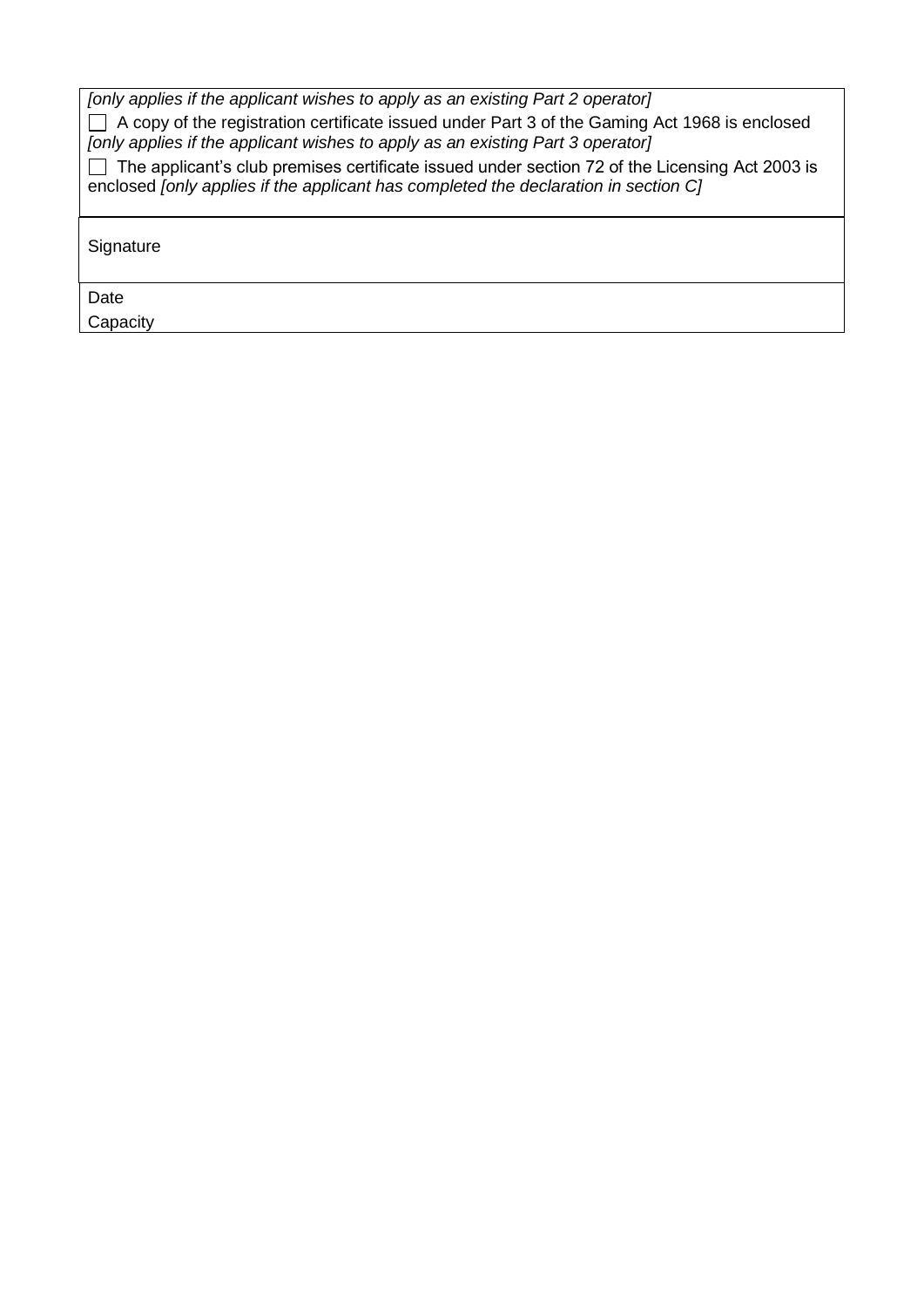*[only applies if the applicant wishes to apply as an existing Part 2 operator]*

☐ A copy of the registration certificate issued under Part 3 of the Gaming Act 1968 is enclosed *[only applies if the applicant wishes to apply as an existing Part 3 operator]*

☐ The applicant's club premises certificate issued under section 72 of the Licensing Act 2003 is enclosed *[only applies if the applicant has completed the declaration in section C]*

| |
|---|
| Signature |
| Date<br>Capacity |